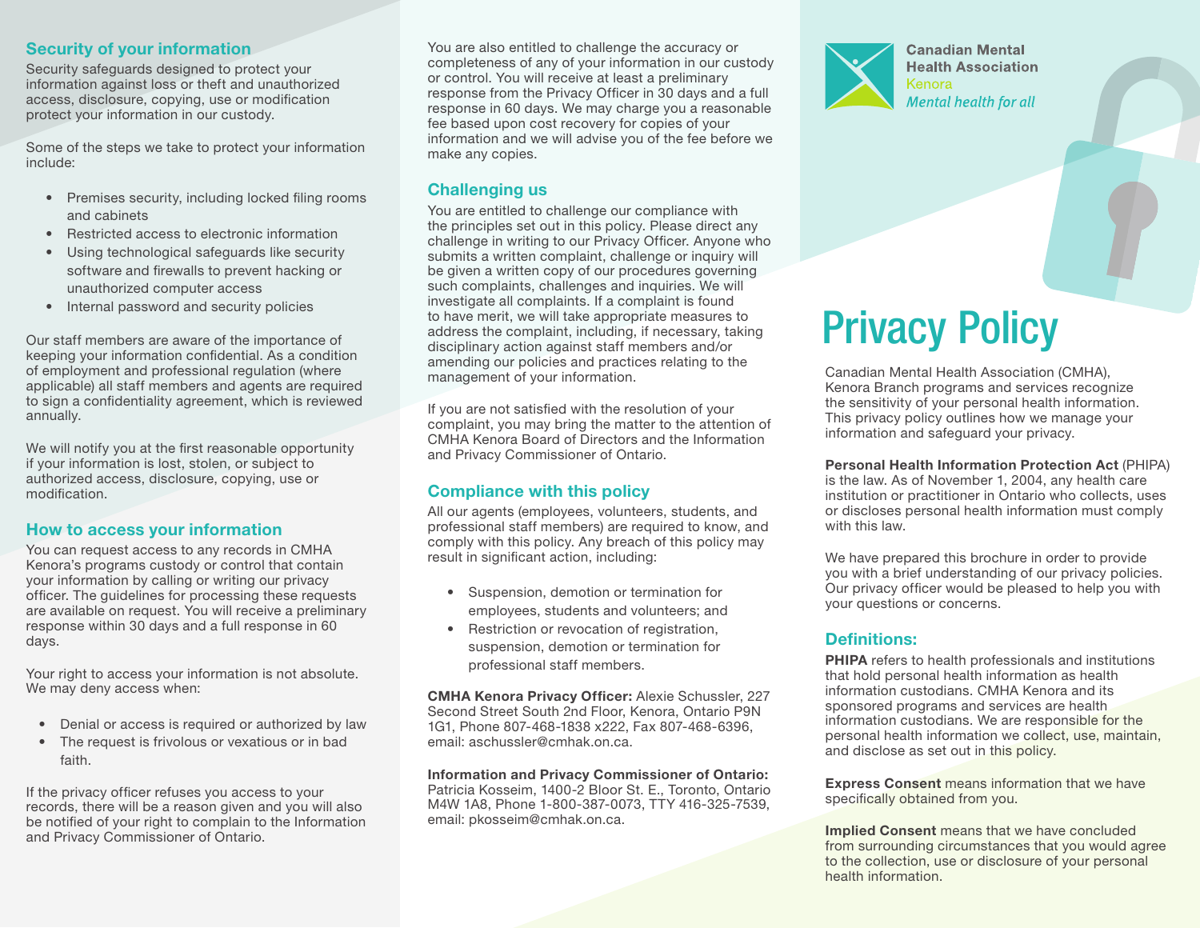## Security of your information

Security safeguards designed to protect your information against loss or theft and unauthorized access, disclosure, copying, use or modification protect your information in our custody.

Some of the steps we take to protect your information include:

- Premises security, including locked filing rooms and cabinets
- Restricted access to electronic information
- Using technological safeguards like security software and firewalls to prevent hacking or unauthorized computer access
- Internal password and security policies

Our staff members are aware of the importance of keeping your information confidential. As a condition of employment and professional regulation (where applicable) all staff members and agents are required to sign a confidentiality agreement, which is reviewed annually.

We will notify you at the first reasonable opportunity if your information is lost, stolen, or subject to authorized access, disclosure, copying, use or modification.

## How to access your information

You can request access to any records in CMHA Kenora's programs custody or control that contain your information by calling or writing our privacy officer. The guidelines for processing these requests are available on request. You will receive a preliminary response within 30 days and a full response in 60 days.

Your right to access your information is not absolute. We may deny access when:

- Denial or access is required or authorized by law
- The request is frivolous or vexatious or in bad faith.

If the privacy officer refuses you access to your records, there will be a reason given and you will also be notified of your right to complain to the Information and Privacy Commissioner of Ontario.

You are also entitled to challenge the accuracy or completeness of any of your information in our custody or control. You will receive at least a preliminary response from the Privacy Officer in 30 days and a full response in 60 days. We may charge you a reasonable fee based upon cost recovery for copies of your information and we will advise you of the fee before we make any copies.

## Challenging us

You are entitled to challenge our compliance with the principles set out in this policy. Please direct any challenge in writing to our Privacy Officer. Anyone who submits a written complaint, challenge or inquiry will be given a written copy of our procedures governing such complaints, challenges and inquiries. We will investigate all complaints. If a complaint is found to have merit, we will take appropriate measures to address the complaint, including, if necessary, taking disciplinary action against staff members and/or amending our policies and practices relating to the management of your information.

If you are not satisfied with the resolution of your complaint, you may bring the matter to the attention of CMHA Kenora Board of Directors and the Information and Privacy Commissioner of Ontario.

## Compliance with this policy

All our agents (employees, volunteers, students, and professional staff members) are required to know, and comply with this policy. Any breach of this policy may result in significant action, including:

- Suspension, demotion or termination for employees, students and volunteers; and
- Restriction or revocation of registration, suspension, demotion or termination for professional staff members.

**CMHA Kenora Privacy Officer:** Alexie Schussler, 227 Second Street South 2nd Floor, Kenora, Ontario P9N 1G1, Phone 807-468-1838 x222, Fax 807-468-6396, email: aschussler@cmhak.on.ca.

**Information and Privacy Commissioner of Ontario:** Patricia Kosseim, 1400-2 Bloor St. E., Toronto, Ontario M4W 1A8, Phone 1-800-387-0073, TTY 416-325-7539, email: pkosseim@cmhak.on.ca.

**Canadian Mental Health Association**
Kenora
*Mental health for all*

# Privacy Policy

Canadian Mental Health Association (CMHA), Kenora Branch programs and services recognize the sensitivity of your personal health information. This privacy policy outlines how we manage your information and safeguard your privacy.

**Personal Health Information Protection Act** (PHIPA) is the law. As of November 1, 2004, any health care institution or practitioner in Ontario who collects, uses or discloses personal health information must comply with this law.

We have prepared this brochure in order to provide you with a brief understanding of our privacy policies. Our privacy officer would be pleased to help you with your questions or concerns.

## Definitions:

**PHIPA** refers to health professionals and institutions that hold personal health information as health information custodians. CMHA Kenora and its sponsored programs and services are health information custodians. We are responsible for the personal health information we collect, use, maintain, and disclose as set out in this policy.

**Express Consent** means information that we have specifically obtained from you.

**Implied Consent** means that we have concluded from surrounding circumstances that you would agree to the collection, use or disclosure of your personal health information.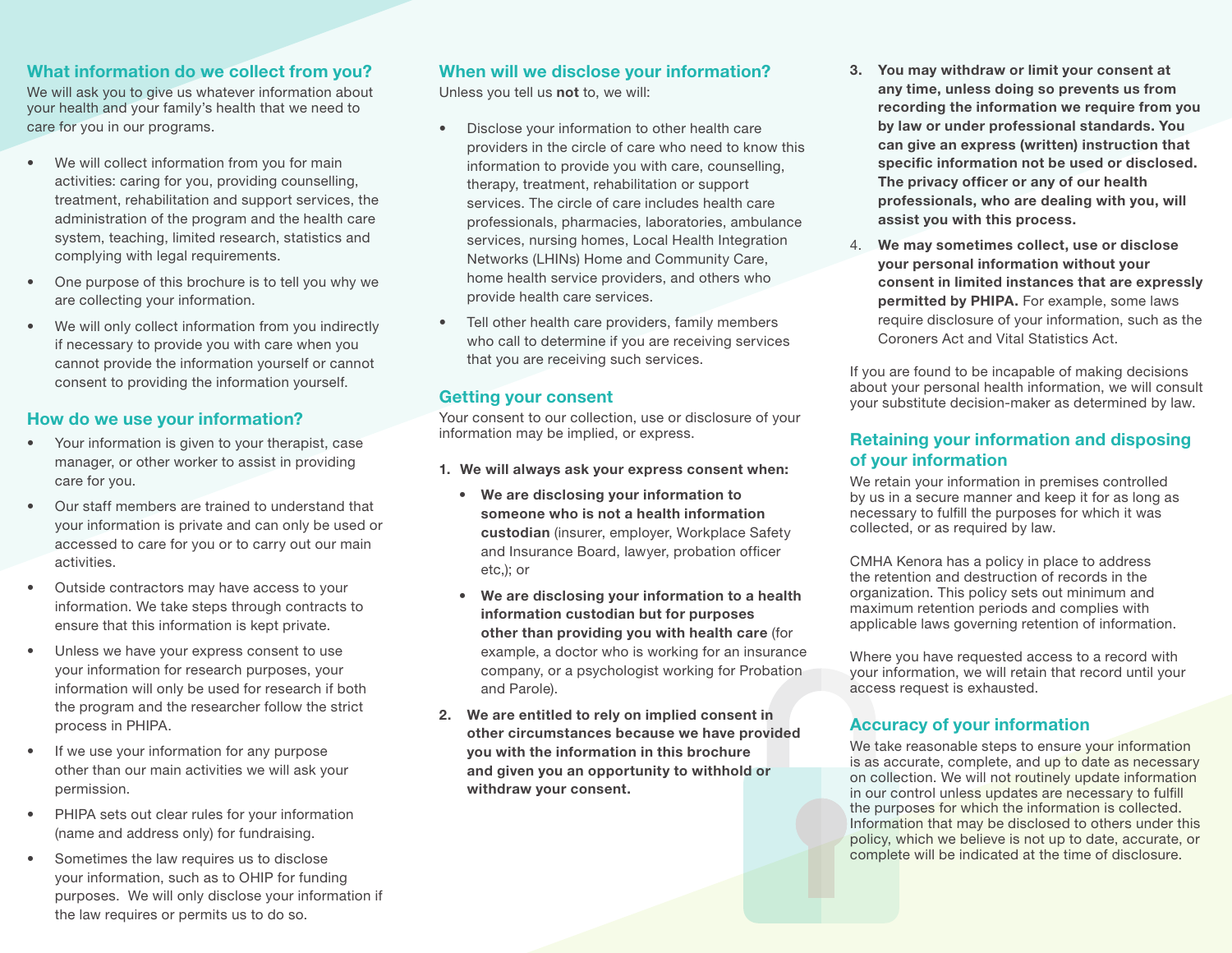## What information do we collect from you?

We will ask you to give us whatever information about your health and your family's health that we need to care for you in our programs.

- We will collect information from you for main activities: caring for you, providing counselling, treatment, rehabilitation and support services, the administration of the program and the health care system, teaching, limited research, statistics and complying with legal requirements.
- One purpose of this brochure is to tell you why we are collecting your information.
- We will only collect information from you indirectly if necessary to provide you with care when you cannot provide the information yourself or cannot consent to providing the information yourself.

## How do we use your information?

- Your information is given to your therapist, case manager, or other worker to assist in providing care for you.
- Our staff members are trained to understand that your information is private and can only be used or accessed to care for you or to carry out our main activities.
- Outside contractors may have access to your information. We take steps through contracts to ensure that this information is kept private.
- Unless we have your express consent to use your information for research purposes, your information will only be used for research if both the program and the researcher follow the strict process in PHIPA.
- If we use your information for any purpose other than our main activities we will ask your permission.
- PHIPA sets out clear rules for your information (name and address only) for fundraising.
- Sometimes the law requires us to disclose your information, such as to OHIP for funding purposes. We will only disclose your information if the law requires or permits us to do so.

## When will we disclose your information?

Unless you tell us **not** to, we will:

- Disclose your information to other health care providers in the circle of care who need to know this information to provide you with care, counselling, therapy, treatment, rehabilitation or support services. The circle of care includes health care professionals, pharmacies, laboratories, ambulance services, nursing homes, Local Health Integration Networks (LHINs) Home and Community Care, home health service providers, and others who provide health care services.
- Tell other health care providers, family members who call to determine if you are receiving services that you are receiving such services.

## Getting your consent

Your consent to our collection, use or disclosure of your information may be implied, or express.

1. **We will always ask your express consent when:**
   - **We are disclosing your information to someone who is not a health information custodian** (insurer, employer, Workplace Safety and Insurance Board, lawyer, probation officer etc,); or
   - **We are disclosing your information to a health information custodian but for purposes other than providing you with health care** (for example, a doctor who is working for an insurance company, or a psychologist working for Probation and Parole).
2. **We are entitled to rely on implied consent in other circumstances because we have provided you with the information in this brochure and given you an opportunity to withhold or withdraw your consent.**
3. **You may withdraw or limit your consent at any time, unless doing so prevents us from recording the information we require from you by law or under professional standards. You can give an express (written) instruction that specific information not be used or disclosed. The privacy officer or any of our health professionals, who are dealing with you, will assist you with this process.**
4. **We may sometimes collect, use or disclose your personal information without your consent in limited instances that are expressly permitted by PHIPA.** For example, some laws require disclosure of your information, such as the Coroners Act and Vital Statistics Act.

If you are found to be incapable of making decisions about your personal health information, we will consult your substitute decision-maker as determined by law.

## Retaining your information and disposing of your information

We retain your information in premises controlled by us in a secure manner and keep it for as long as necessary to fulfill the purposes for which it was collected, or as required by law.

CMHA Kenora has a policy in place to address the retention and destruction of records in the organization. This policy sets out minimum and maximum retention periods and complies with applicable laws governing retention of information.

Where you have requested access to a record with your information, we will retain that record until your access request is exhausted.

## Accuracy of your information

We take reasonable steps to ensure your information is as accurate, complete, and up to date as necessary on collection. We will not routinely update information in our control unless updates are necessary to fulfill the purposes for which the information is collected. Information that may be disclosed to others under this policy, which we believe is not up to date, accurate, or complete will be indicated at the time of disclosure.